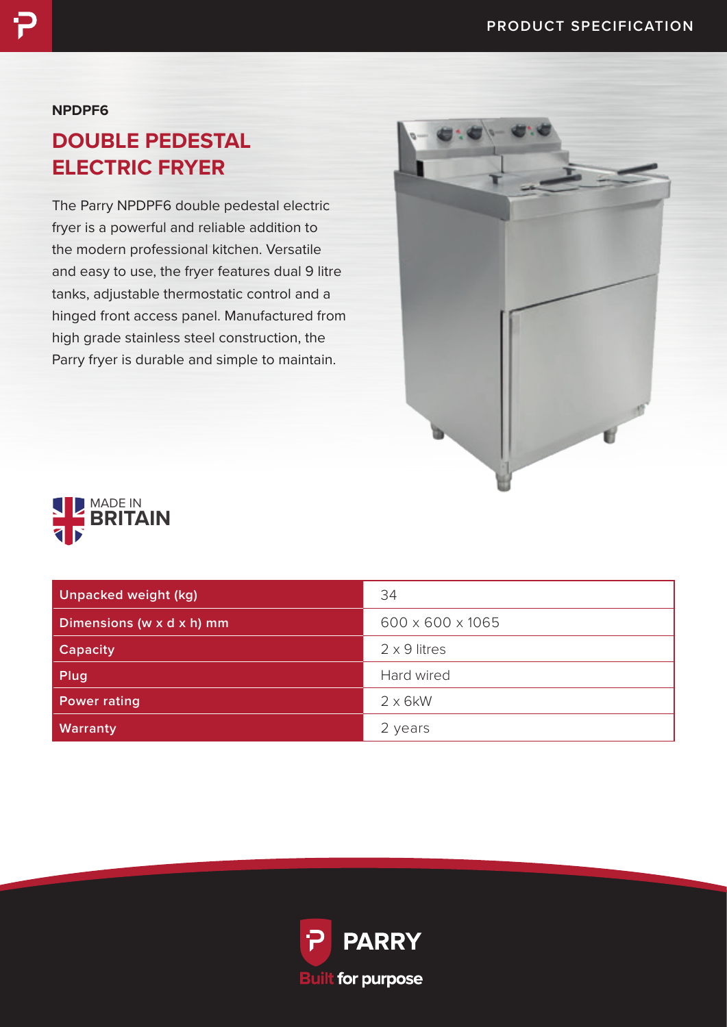PRODUCT SPECIFICATION

**NPDPF6**

# DOUBLE PEDESTAL ELECTRIC FRYER

The Parry NPDPF6 double pedestal electric fryer is a powerful and reliable addition to the modern professional kitchen. Versatile and easy to use, the fryer features dual 9 litre tanks, adjustable thermostatic control and a hinged front access panel. Manufactured from high grade stainless steel construction, the Parry fryer is durable and simple to maintain.

MADE IN **BRITAIN**

| | |
|---|---|
| Unpacked weight (kg) | 34 |
| Dimensions (w x d x h) mm | 600 x 600 x 1065 |
| Capacity | 2 x 9 litres |
| Plug | Hard wired |
| Power rating | 2 x 6kW |
| Warranty | 2 years |

**PARRY**

Built for purpose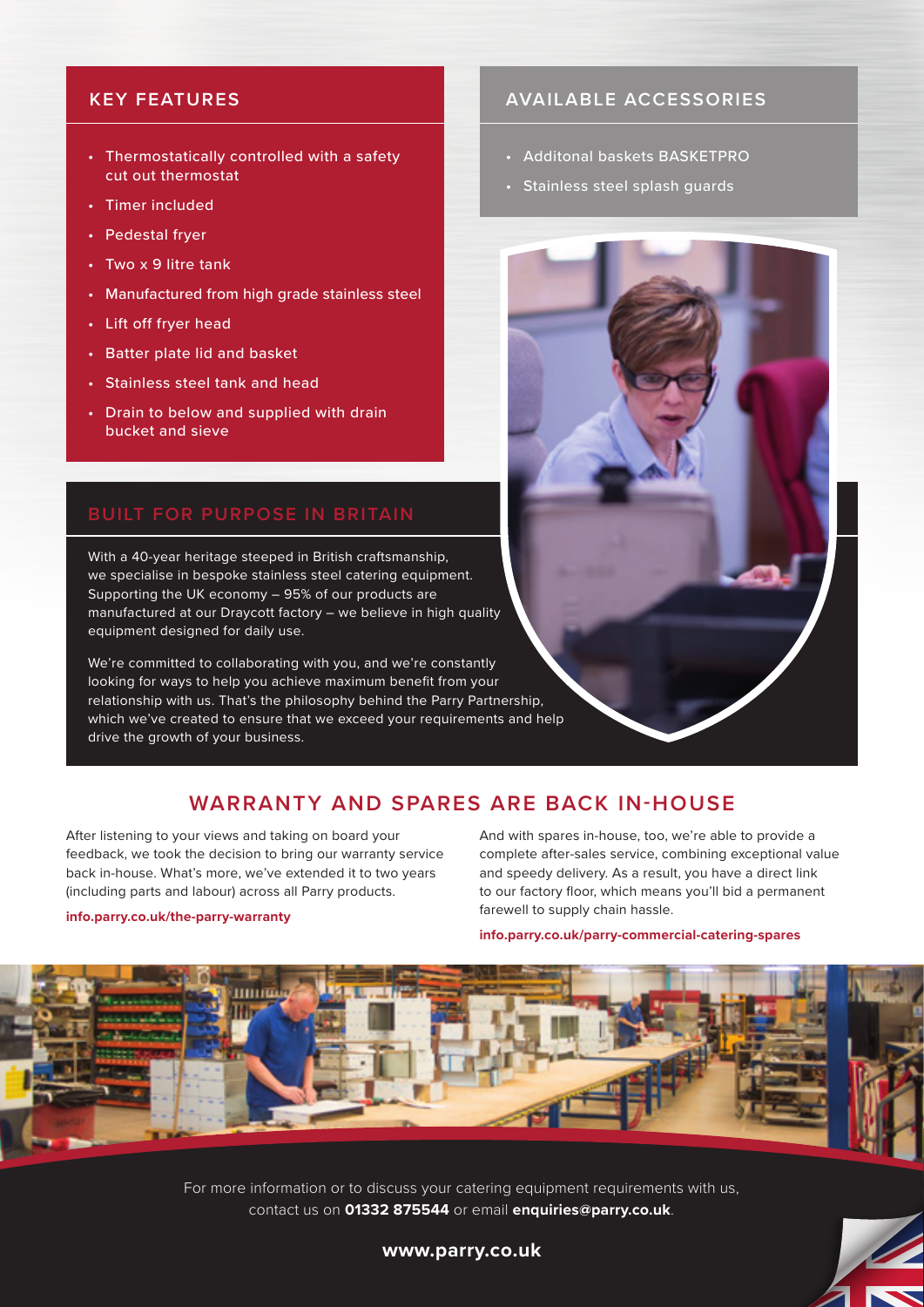## KEY FEATURES

- Thermostatically controlled with a safety cut out thermostat
- Timer included
- Pedestal fryer
- Two x 9 litre tank
- Manufactured from high grade stainless steel
- Lift off fryer head
- Batter plate lid and basket
- Stainless steel tank and head
- Drain to below and supplied with drain bucket and sieve

## AVAILABLE ACCESSORIES

- Additonal baskets BASKETPRO
- Stainless steel splash guards

## BUILT FOR PURPOSE IN BRITAIN

With a 40-year heritage steeped in British craftsmanship, we specialise in bespoke stainless steel catering equipment. Supporting the UK economy – 95% of our products are manufactured at our Draycott factory – we believe in high quality equipment designed for daily use.

We're committed to collaborating with you, and we're constantly looking for ways to help you achieve maximum benefit from your relationship with us. That's the philosophy behind the Parry Partnership, which we've created to ensure that we exceed your requirements and help drive the growth of your business.

## WARRANTY AND SPARES ARE BACK IN-HOUSE

After listening to your views and taking on board your feedback, we took the decision to bring our warranty service back in-house. What's more, we've extended it to two years (including parts and labour) across all Parry products.

**info.parry.co.uk/the-parry-warranty**

And with spares in-house, too, we're able to provide a complete after-sales service, combining exceptional value and speedy delivery. As a result, you have a direct link to our factory floor, which means you'll bid a permanent farewell to supply chain hassle.

**info.parry.co.uk/parry-commercial-catering-spares**

For more information or to discuss your catering equipment requirements with us, contact us on **01332 875544** or email **enquiries@parry.co.uk**.

**www.parry.co.uk**